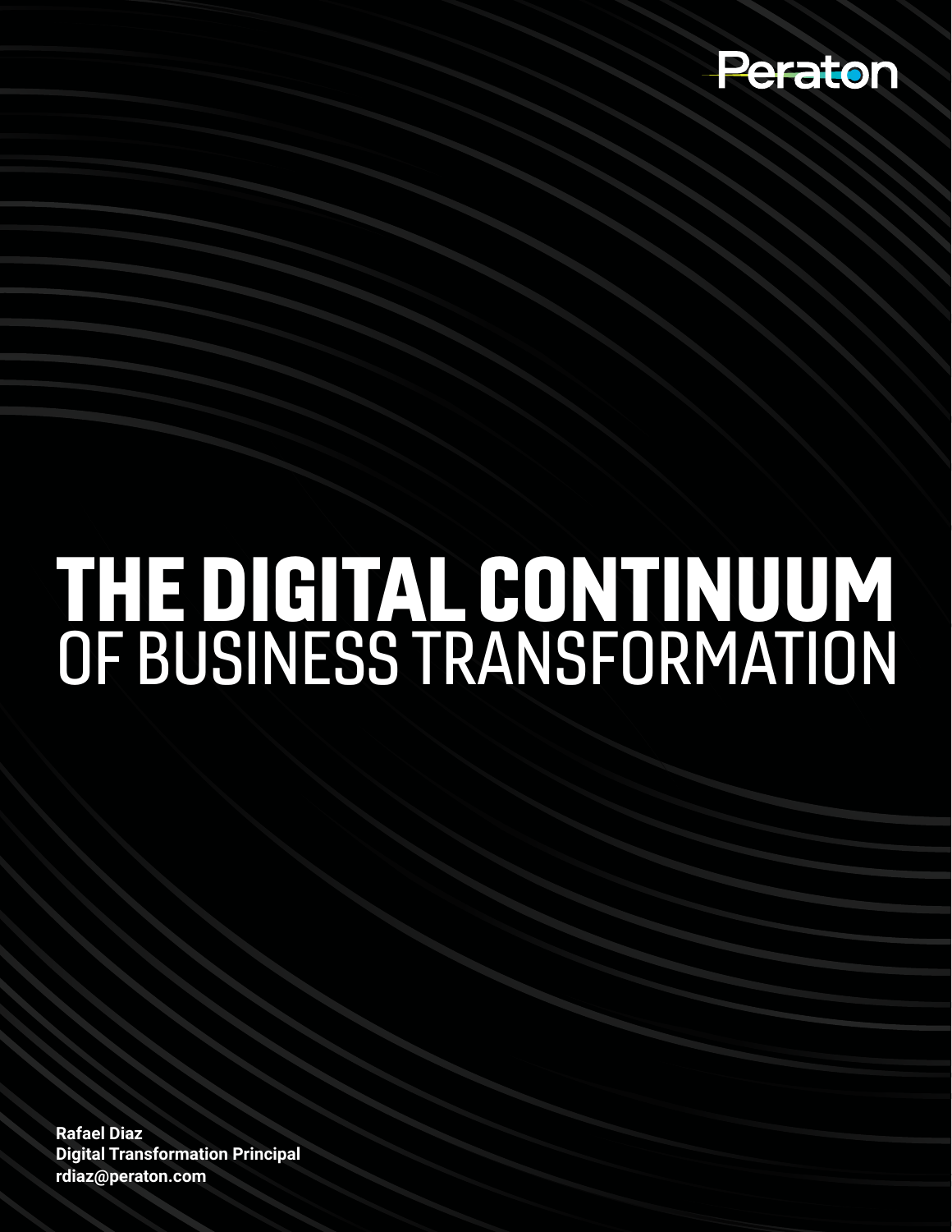Peraton

# THE DIGITAL CONTINUUM OF BUSINESS TRANSFORMATION

**Rafael Diaz**
**Digital Transformation Principal**
**rdiaz@peraton.com**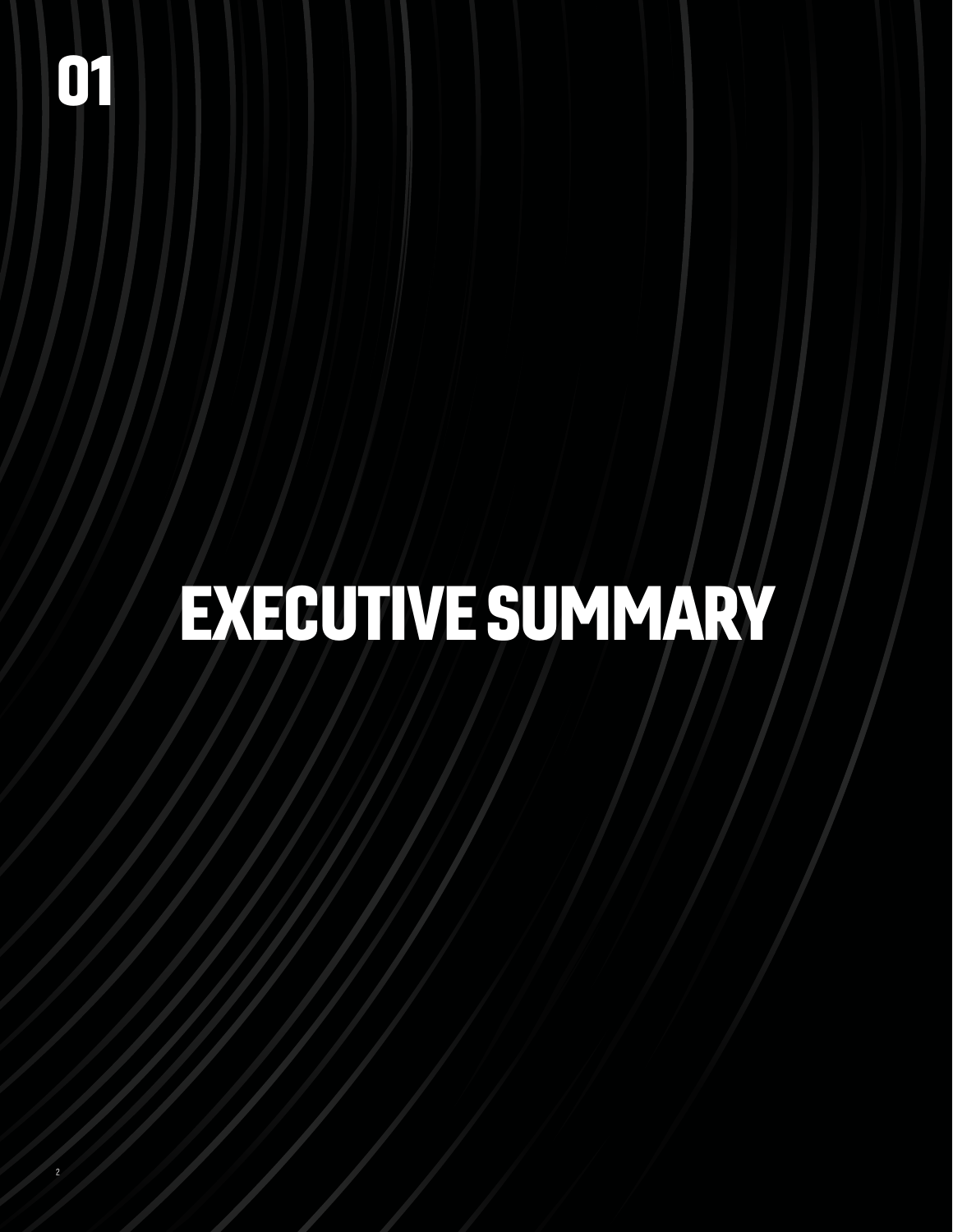01

# EXECUTIVE SUMMARY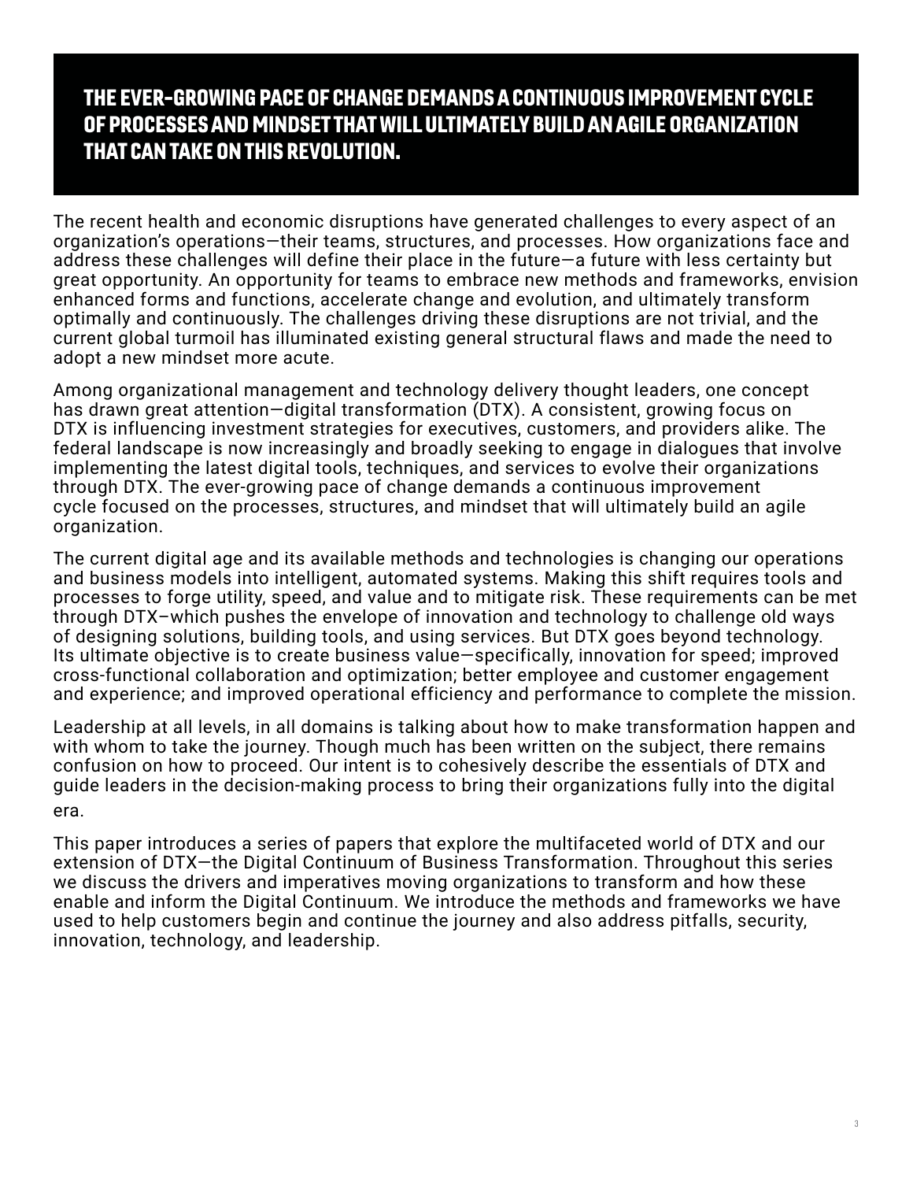## THE EVER-GROWING PACE OF CHANGE DEMANDS A CONTINUOUS IMPROVEMENT CYCLE OF PROCESSES AND MINDSET THAT WILL ULTIMATELY BUILD AN AGILE ORGANIZATION THAT CAN TAKE ON THIS REVOLUTION.

The recent health and economic disruptions have generated challenges to every aspect of an organization's operations—their teams, structures, and processes. How organizations face and address these challenges will define their place in the future—a future with less certainty but great opportunity. An opportunity for teams to embrace new methods and frameworks, envision enhanced forms and functions, accelerate change and evolution, and ultimately transform optimally and continuously. The challenges driving these disruptions are not trivial, and the current global turmoil has illuminated existing general structural flaws and made the need to adopt a new mindset more acute.

Among organizational management and technology delivery thought leaders, one concept has drawn great attention—digital transformation (DTX). A consistent, growing focus on DTX is influencing investment strategies for executives, customers, and providers alike. The federal landscape is now increasingly and broadly seeking to engage in dialogues that involve implementing the latest digital tools, techniques, and services to evolve their organizations through DTX. The ever-growing pace of change demands a continuous improvement cycle focused on the processes, structures, and mindset that will ultimately build an agile organization.

The current digital age and its available methods and technologies is changing our operations and business models into intelligent, automated systems. Making this shift requires tools and processes to forge utility, speed, and value and to mitigate risk. These requirements can be met through DTX–which pushes the envelope of innovation and technology to challenge old ways of designing solutions, building tools, and using services. But DTX goes beyond technology. Its ultimate objective is to create business value—specifically, innovation for speed; improved cross-functional collaboration and optimization; better employee and customer engagement and experience; and improved operational efficiency and performance to complete the mission.

Leadership at all levels, in all domains is talking about how to make transformation happen and with whom to take the journey. Though much has been written on the subject, there remains confusion on how to proceed. Our intent is to cohesively describe the essentials of DTX and guide leaders in the decision-making process to bring their organizations fully into the digital era.

This paper introduces a series of papers that explore the multifaceted world of DTX and our extension of DTX—the Digital Continuum of Business Transformation. Throughout this series we discuss the drivers and imperatives moving organizations to transform and how these enable and inform the Digital Continuum. We introduce the methods and frameworks we have used to help customers begin and continue the journey and also address pitfalls, security, innovation, technology, and leadership.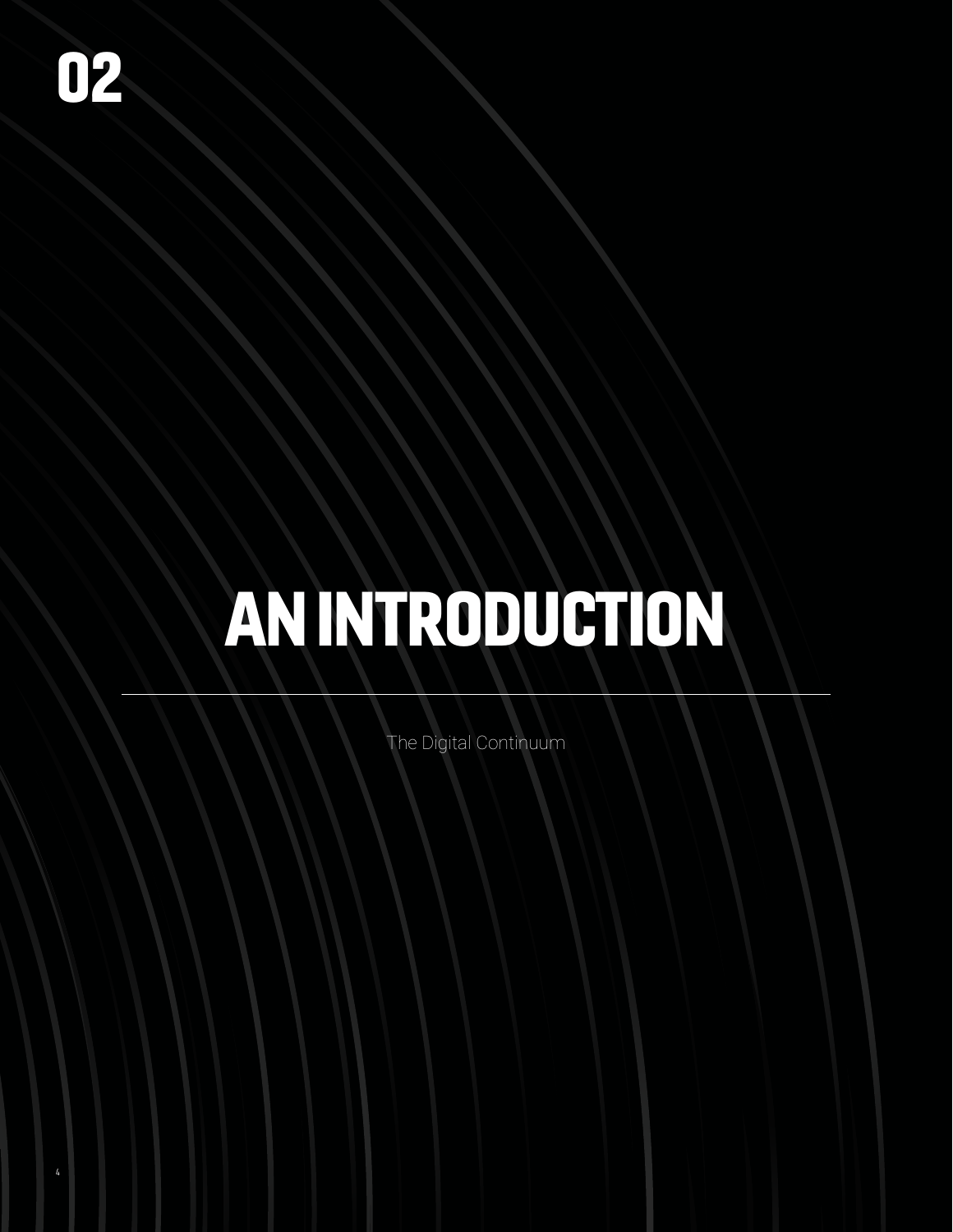02

# AN INTRODUCTION

The Digital Continuum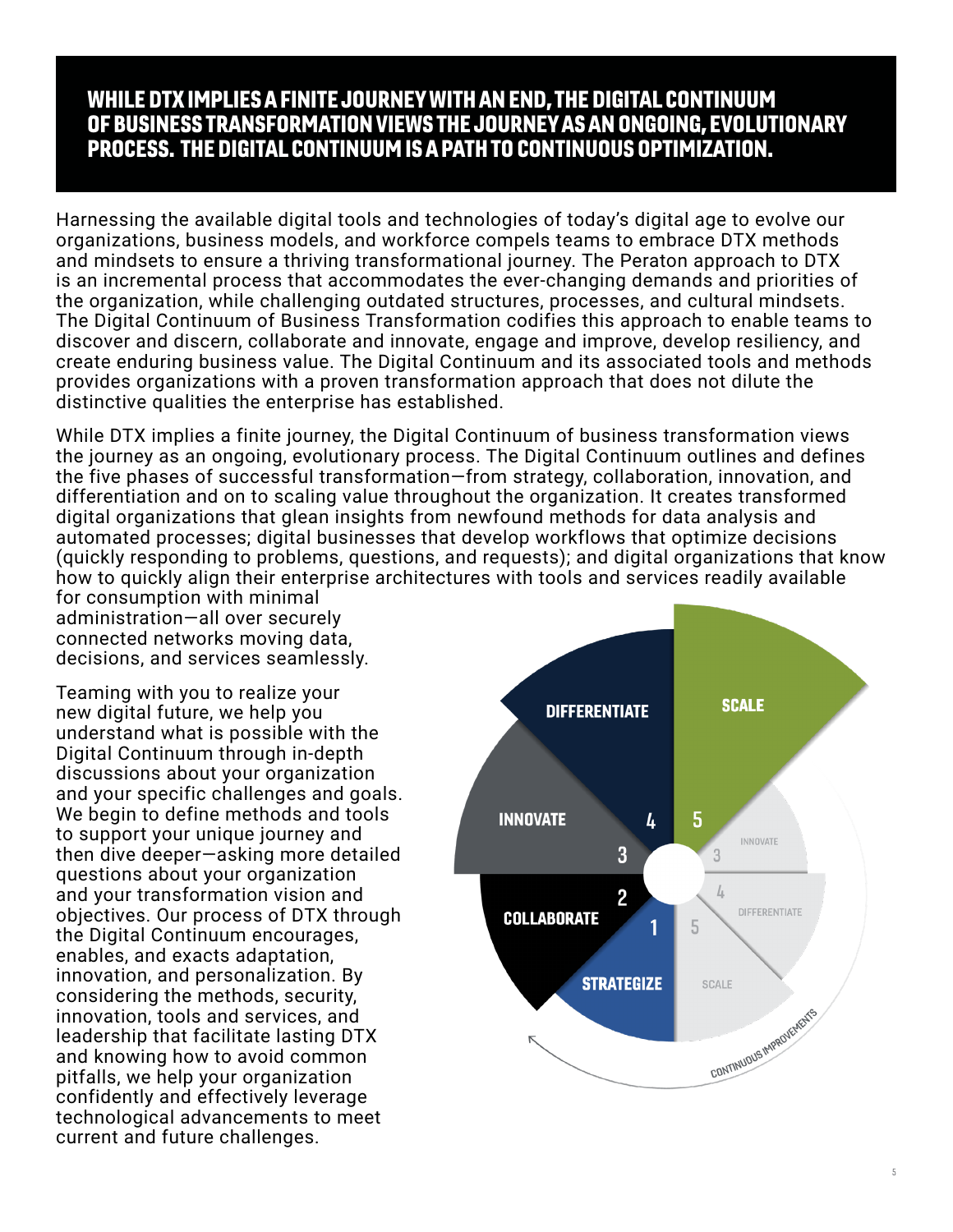## WHILE DTX IMPLIES A FINITE JOURNEY WITH AN END, THE DIGITAL CONTINUUM OF BUSINESS TRANSFORMATION VIEWS THE JOURNEY AS AN ONGOING, EVOLUTIONARY PROCESS. THE DIGITAL CONTINUUM IS A PATH TO CONTINUOUS OPTIMIZATION.

Harnessing the available digital tools and technologies of today's digital age to evolve our organizations, business models, and workforce compels teams to embrace DTX methods and mindsets to ensure a thriving transformational journey. The Peraton approach to DTX is an incremental process that accommodates the ever-changing demands and priorities of the organization, while challenging outdated structures, processes, and cultural mindsets. The Digital Continuum of Business Transformation codifies this approach to enable teams to discover and discern, collaborate and innovate, engage and improve, develop resiliency, and create enduring business value. The Digital Continuum and its associated tools and methods provides organizations with a proven transformation approach that does not dilute the distinctive qualities the enterprise has established.

While DTX implies a finite journey, the Digital Continuum of business transformation views the journey as an ongoing, evolutionary process. The Digital Continuum outlines and defines the five phases of successful transformation—from strategy, collaboration, innovation, and differentiation and on to scaling value throughout the organization. It creates transformed digital organizations that glean insights from newfound methods for data analysis and automated processes; digital businesses that develop workflows that optimize decisions (quickly responding to problems, questions, and requests); and digital organizations that know how to quickly align their enterprise architectures with tools and services readily available for consumption with minimal administration—all over securely connected networks moving data, decisions, and services seamlessly.

Teaming with you to realize your new digital future, we help you understand what is possible with the Digital Continuum through in-depth discussions about your organization and your specific challenges and goals. We begin to define methods and tools to support your unique journey and then dive deeper—asking more detailed questions about your organization and your transformation vision and objectives. Our process of DTX through the Digital Continuum encourages, enables, and exacts adaptation, innovation, and personalization. By considering the methods, security, innovation, tools and services, and leadership that facilitate lasting DTX and knowing how to avoid common pitfalls, we help your organization confidently and effectively leverage technological advancements to meet current and future challenges.

1 STRATEGIZE
2 COLLABORATE
3 INNOVATE
4 DIFFERENTIATE
5 SCALE

CONTINUOUS IMPROVEMENTS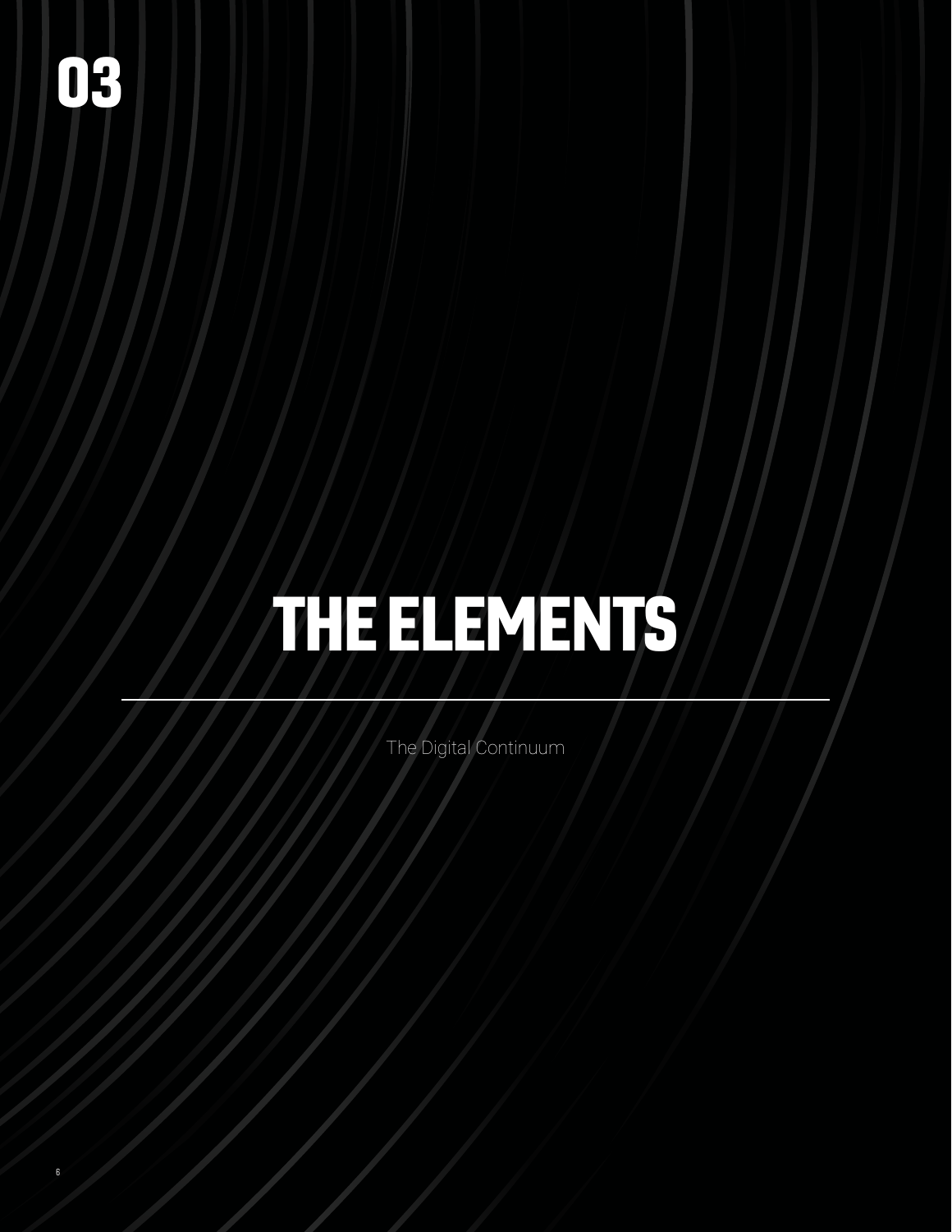# 03

# THE ELEMENTS

The Digital Continuum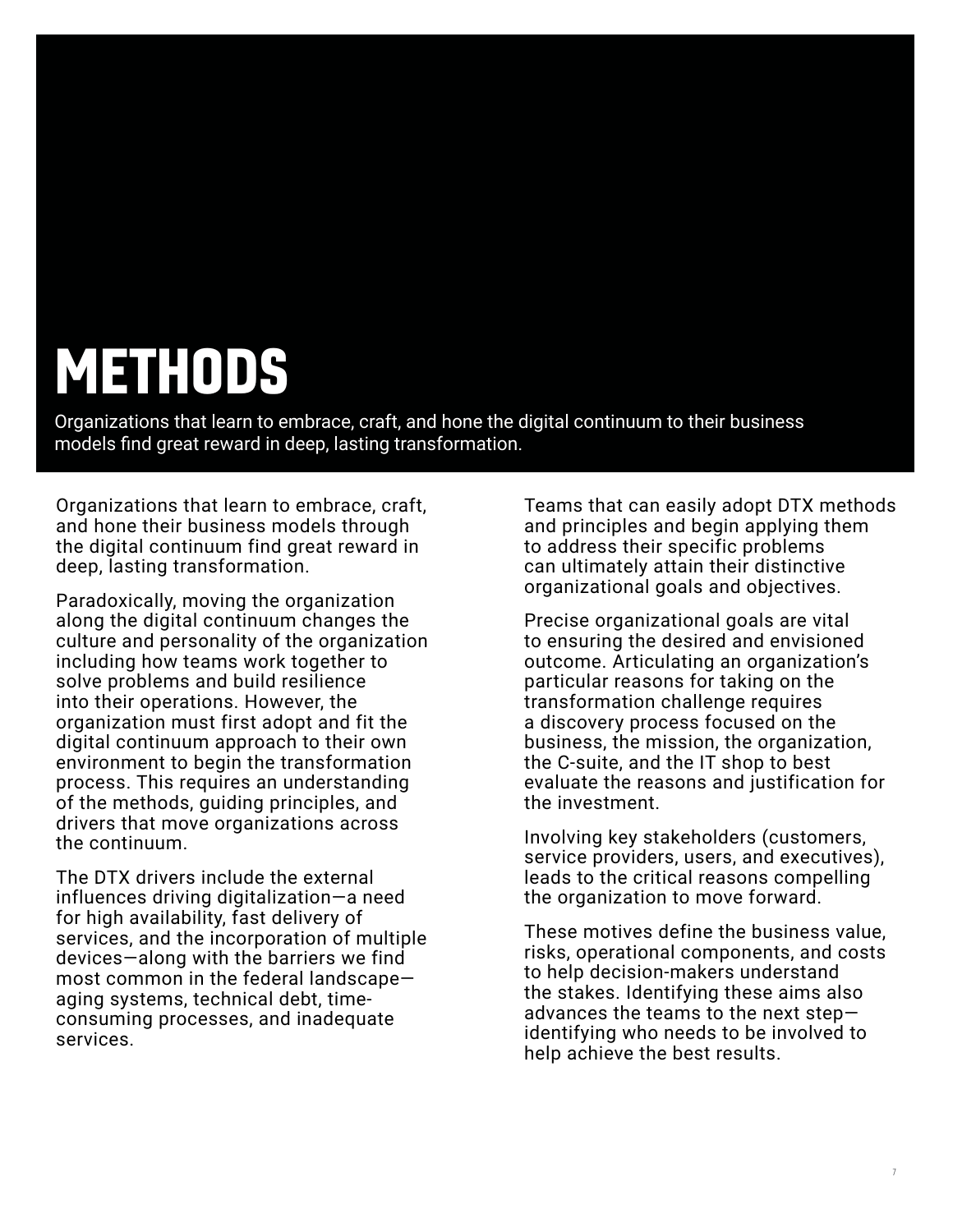# METHODS

Organizations that learn to embrace, craft, and hone the digital continuum to their business models find great reward in deep, lasting transformation.

Organizations that learn to embrace, craft, and hone their business models through the digital continuum find great reward in deep, lasting transformation.

Paradoxically, moving the organization along the digital continuum changes the culture and personality of the organization including how teams work together to solve problems and build resilience into their operations. However, the organization must first adopt and fit the digital continuum approach to their own environment to begin the transformation process. This requires an understanding of the methods, guiding principles, and drivers that move organizations across the continuum.

The DTX drivers include the external influences driving digitalization—a need for high availability, fast delivery of services, and the incorporation of multiple devices—along with the barriers we find most common in the federal landscape—aging systems, technical debt, time-consuming processes, and inadequate services.

Teams that can easily adopt DTX methods and principles and begin applying them to address their specific problems can ultimately attain their distinctive organizational goals and objectives.

Precise organizational goals are vital to ensuring the desired and envisioned outcome. Articulating an organization's particular reasons for taking on the transformation challenge requires a discovery process focused on the business, the mission, the organization, the C-suite, and the IT shop to best evaluate the reasons and justification for the investment.

Involving key stakeholders (customers, service providers, users, and executives), leads to the critical reasons compelling the organization to move forward.

These motives define the business value, risks, operational components, and costs to help decision-makers understand the stakes. Identifying these aims also advances the teams to the next step—identifying who needs to be involved to help achieve the best results.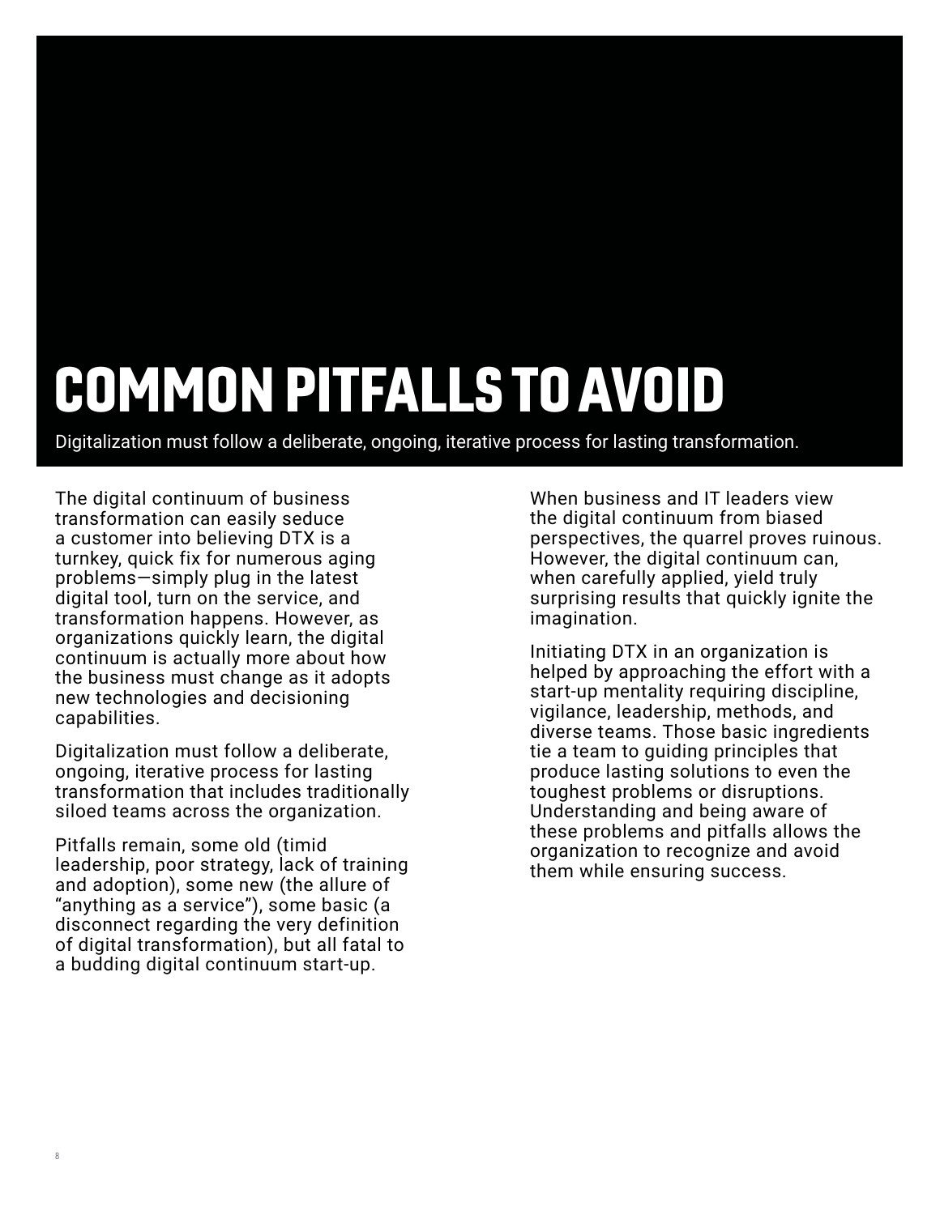# COMMON PITFALLS TO AVOID

Digitalization must follow a deliberate, ongoing, iterative process for lasting transformation.

The digital continuum of business transformation can easily seduce a customer into believing DTX is a turnkey, quick fix for numerous aging problems—simply plug in the latest digital tool, turn on the service, and transformation happens. However, as organizations quickly learn, the digital continuum is actually more about how the business must change as it adopts new technologies and decisioning capabilities.

Digitalization must follow a deliberate, ongoing, iterative process for lasting transformation that includes traditionally siloed teams across the organization.

Pitfalls remain, some old (timid leadership, poor strategy, lack of training and adoption), some new (the allure of "anything as a service"), some basic (a disconnect regarding the very definition of digital transformation), but all fatal to a budding digital continuum start-up.

When business and IT leaders view the digital continuum from biased perspectives, the quarrel proves ruinous. However, the digital continuum can, when carefully applied, yield truly surprising results that quickly ignite the imagination.

Initiating DTX in an organization is helped by approaching the effort with a start-up mentality requiring discipline, vigilance, leadership, methods, and diverse teams. Those basic ingredients tie a team to guiding principles that produce lasting solutions to even the toughest problems or disruptions. Understanding and being aware of these problems and pitfalls allows the organization to recognize and avoid them while ensuring success.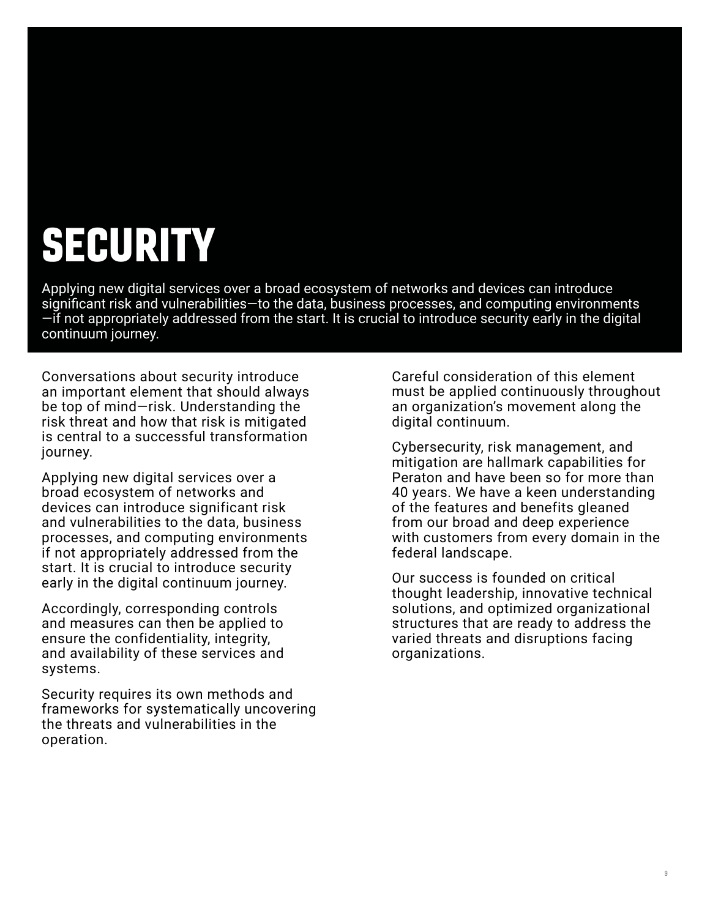# SECURITY

Applying new digital services over a broad ecosystem of networks and devices can introduce significant risk and vulnerabilities—to the data, business processes, and computing environments—if not appropriately addressed from the start. It is crucial to introduce security early in the digital continuum journey.

Conversations about security introduce an important element that should always be top of mind—risk. Understanding the risk threat and how that risk is mitigated is central to a successful transformation journey.

Applying new digital services over a broad ecosystem of networks and devices can introduce significant risk and vulnerabilities to the data, business processes, and computing environments if not appropriately addressed from the start. It is crucial to introduce security early in the digital continuum journey.

Accordingly, corresponding controls and measures can then be applied to ensure the confidentiality, integrity, and availability of these services and systems.

Security requires its own methods and frameworks for systematically uncovering the threats and vulnerabilities in the operation.

Careful consideration of this element must be applied continuously throughout an organization's movement along the digital continuum.

Cybersecurity, risk management, and mitigation are hallmark capabilities for Peraton and have been so for more than 40 years. We have a keen understanding of the features and benefits gleaned from our broad and deep experience with customers from every domain in the federal landscape.

Our success is founded on critical thought leadership, innovative technical solutions, and optimized organizational structures that are ready to address the varied threats and disruptions facing organizations.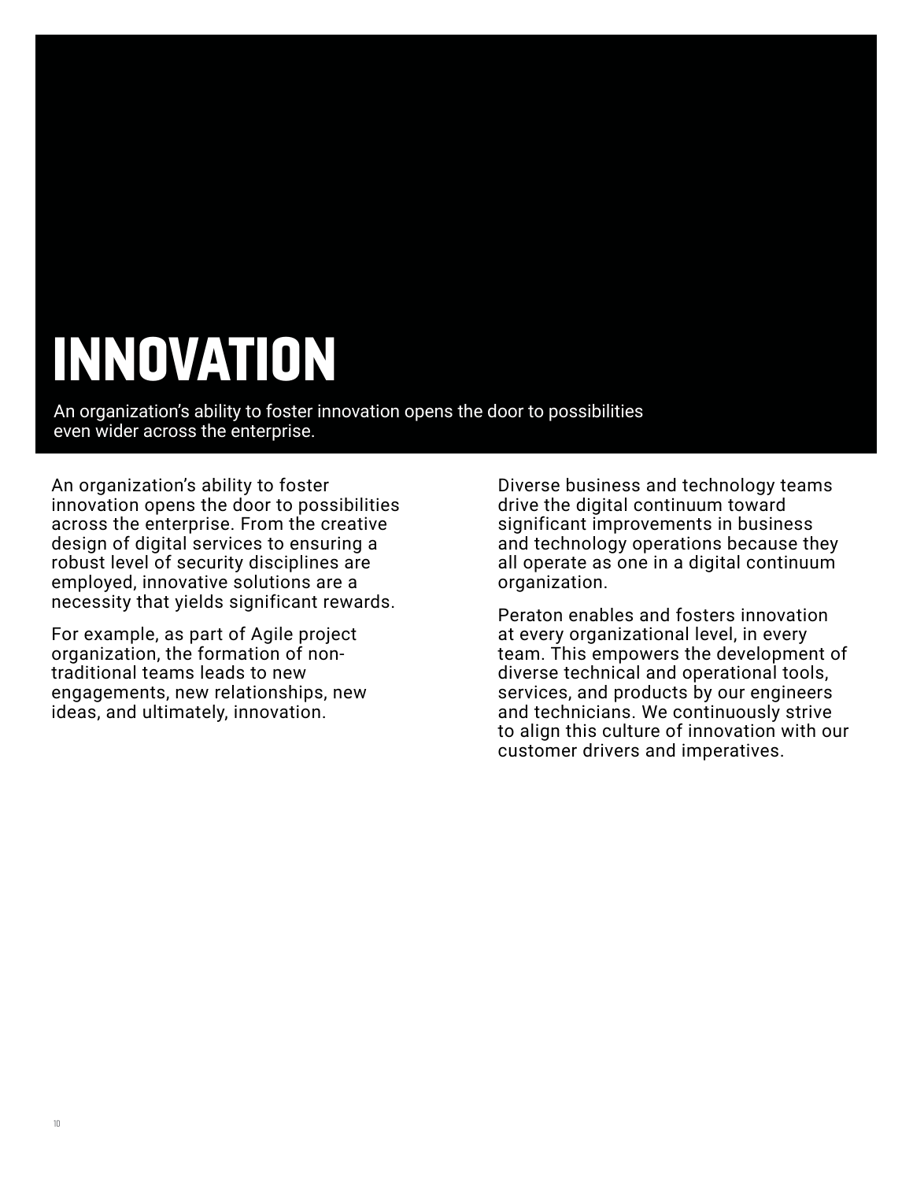# INNOVATION

An organization’s ability to foster innovation opens the door to possibilities even wider across the enterprise.

An organization’s ability to foster innovation opens the door to possibilities across the enterprise. From the creative design of digital services to ensuring a robust level of security disciplines are employed, innovative solutions are a necessity that yields significant rewards.

For example, as part of Agile project organization, the formation of non-traditional teams leads to new engagements, new relationships, new ideas, and ultimately, innovation.

Diverse business and technology teams drive the digital continuum toward significant improvements in business and technology operations because they all operate as one in a digital continuum organization.

Peraton enables and fosters innovation at every organizational level, in every team. This empowers the development of diverse technical and operational tools, services, and products by our engineers and technicians. We continuously strive to align this culture of innovation with our customer drivers and imperatives.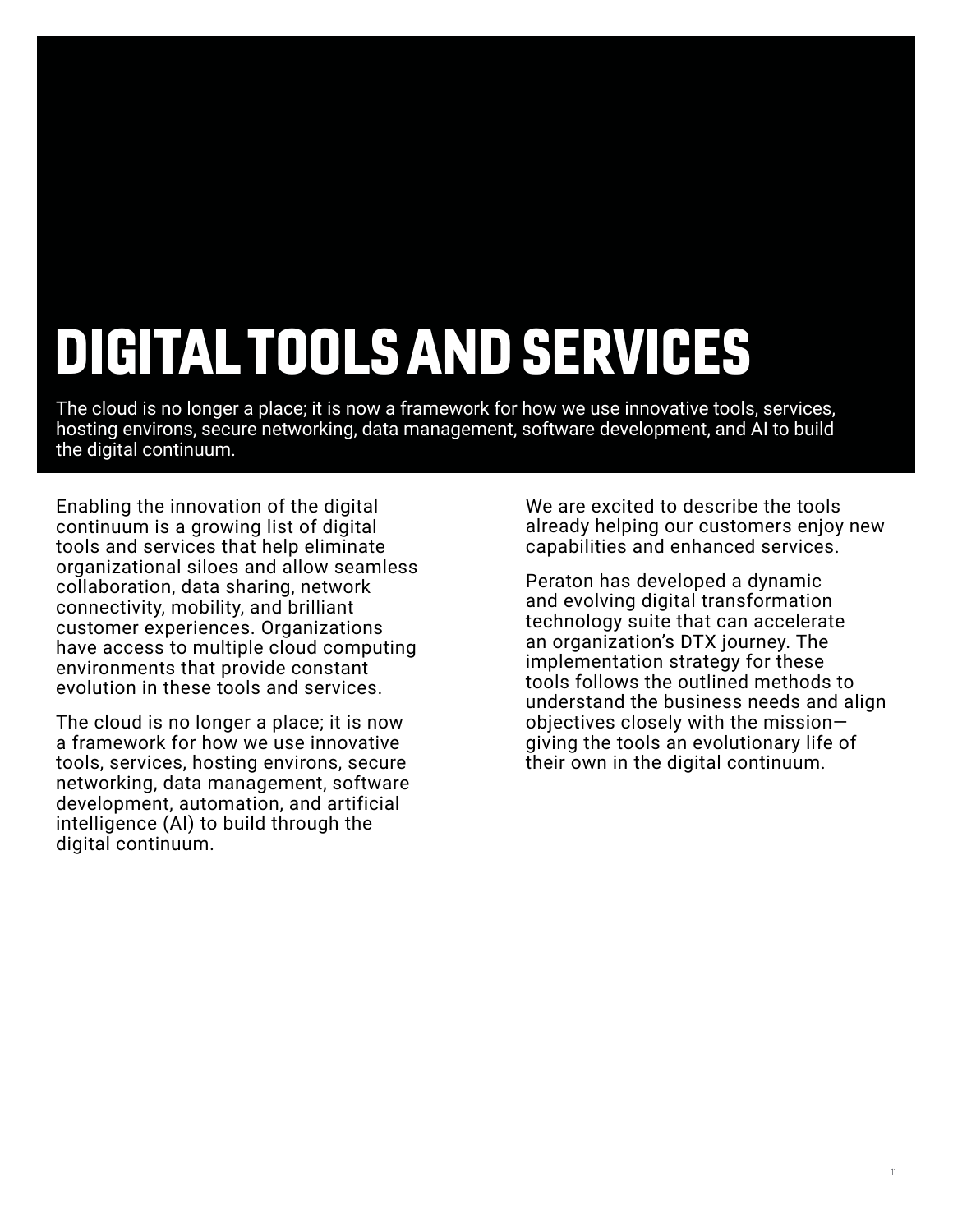# DIGITAL TOOLS AND SERVICES

The cloud is no longer a place; it is now a framework for how we use innovative tools, services, hosting environs, secure networking, data management, software development, and AI to build the digital continuum.

Enabling the innovation of the digital continuum is a growing list of digital tools and services that help eliminate organizational siloes and allow seamless collaboration, data sharing, network connectivity, mobility, and brilliant customer experiences. Organizations have access to multiple cloud computing environments that provide constant evolution in these tools and services.

The cloud is no longer a place; it is now a framework for how we use innovative tools, services, hosting environs, secure networking, data management, software development, automation, and artificial intelligence (AI) to build through the digital continuum.

We are excited to describe the tools already helping our customers enjoy new capabilities and enhanced services.

Peraton has developed a dynamic and evolving digital transformation technology suite that can accelerate an organization's DTX journey. The implementation strategy for these tools follows the outlined methods to understand the business needs and align objectives closely with the mission—giving the tools an evolutionary life of their own in the digital continuum.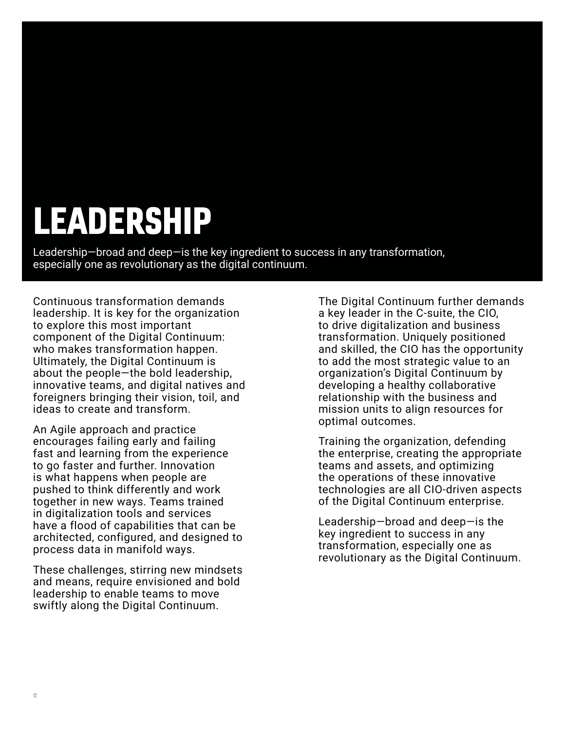# LEADERSHIP

Leadership—broad and deep—is the key ingredient to success in any transformation, especially one as revolutionary as the digital continuum.

Continuous transformation demands leadership. It is key for the organization to explore this most important component of the Digital Continuum: who makes transformation happen. Ultimately, the Digital Continuum is about the people—the bold leadership, innovative teams, and digital natives and foreigners bringing their vision, toil, and ideas to create and transform.

An Agile approach and practice encourages failing early and failing fast and learning from the experience to go faster and further. Innovation is what happens when people are pushed to think differently and work together in new ways. Teams trained in digitalization tools and services have a flood of capabilities that can be architected, configured, and designed to process data in manifold ways.

These challenges, stirring new mindsets and means, require envisioned and bold leadership to enable teams to move swiftly along the Digital Continuum.

The Digital Continuum further demands a key leader in the C-suite, the CIO, to drive digitalization and business transformation. Uniquely positioned and skilled, the CIO has the opportunity to add the most strategic value to an organization's Digital Continuum by developing a healthy collaborative relationship with the business and mission units to align resources for optimal outcomes.

Training the organization, defending the enterprise, creating the appropriate teams and assets, and optimizing the operations of these innovative technologies are all CIO-driven aspects of the Digital Continuum enterprise.

Leadership—broad and deep—is the key ingredient to success in any transformation, especially one as revolutionary as the Digital Continuum.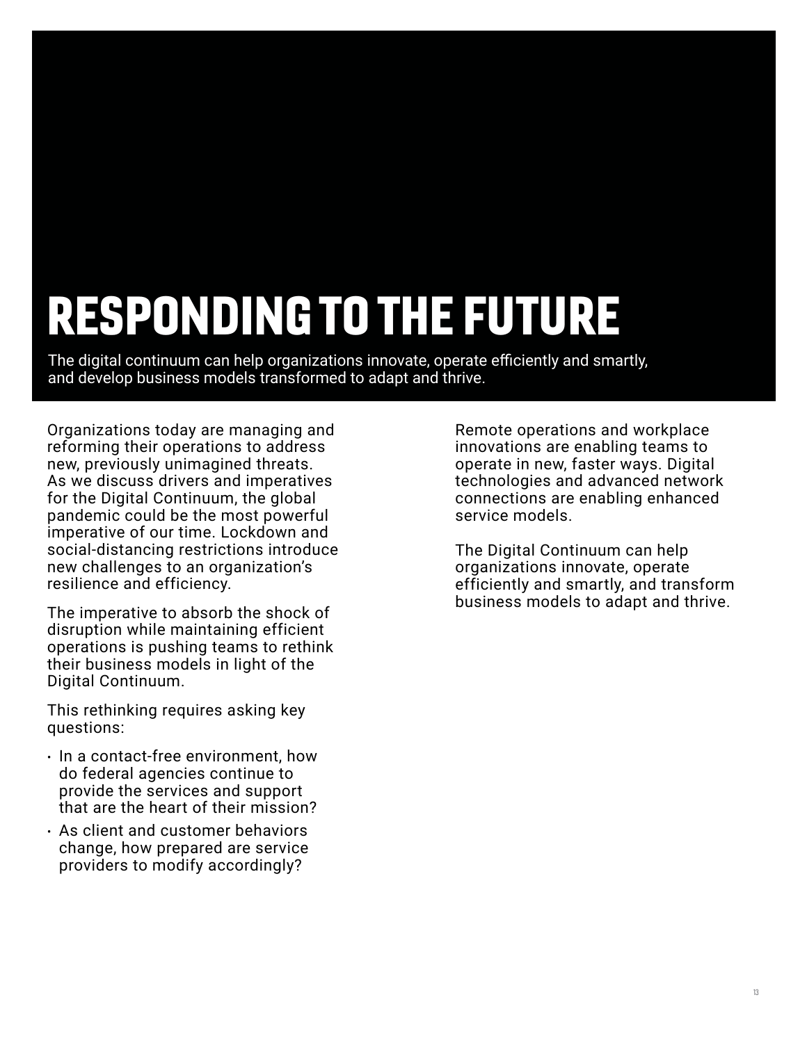# RESPONDING TO THE FUTURE

The digital continuum can help organizations innovate, operate efficiently and smartly, and develop business models transformed to adapt and thrive.

Organizations today are managing and reforming their operations to address new, previously unimagined threats. As we discuss drivers and imperatives for the Digital Continuum, the global pandemic could be the most powerful imperative of our time. Lockdown and social-distancing restrictions introduce new challenges to an organization's resilience and efficiency.

The imperative to absorb the shock of disruption while maintaining efficient operations is pushing teams to rethink their business models in light of the Digital Continuum.

This rethinking requires asking key questions:

- In a contact-free environment, how do federal agencies continue to provide the services and support that are the heart of their mission?
- As client and customer behaviors change, how prepared are service providers to modify accordingly?

Remote operations and workplace innovations are enabling teams to operate in new, faster ways. Digital technologies and advanced network connections are enabling enhanced service models.

The Digital Continuum can help organizations innovate, operate efficiently and smartly, and transform business models to adapt and thrive.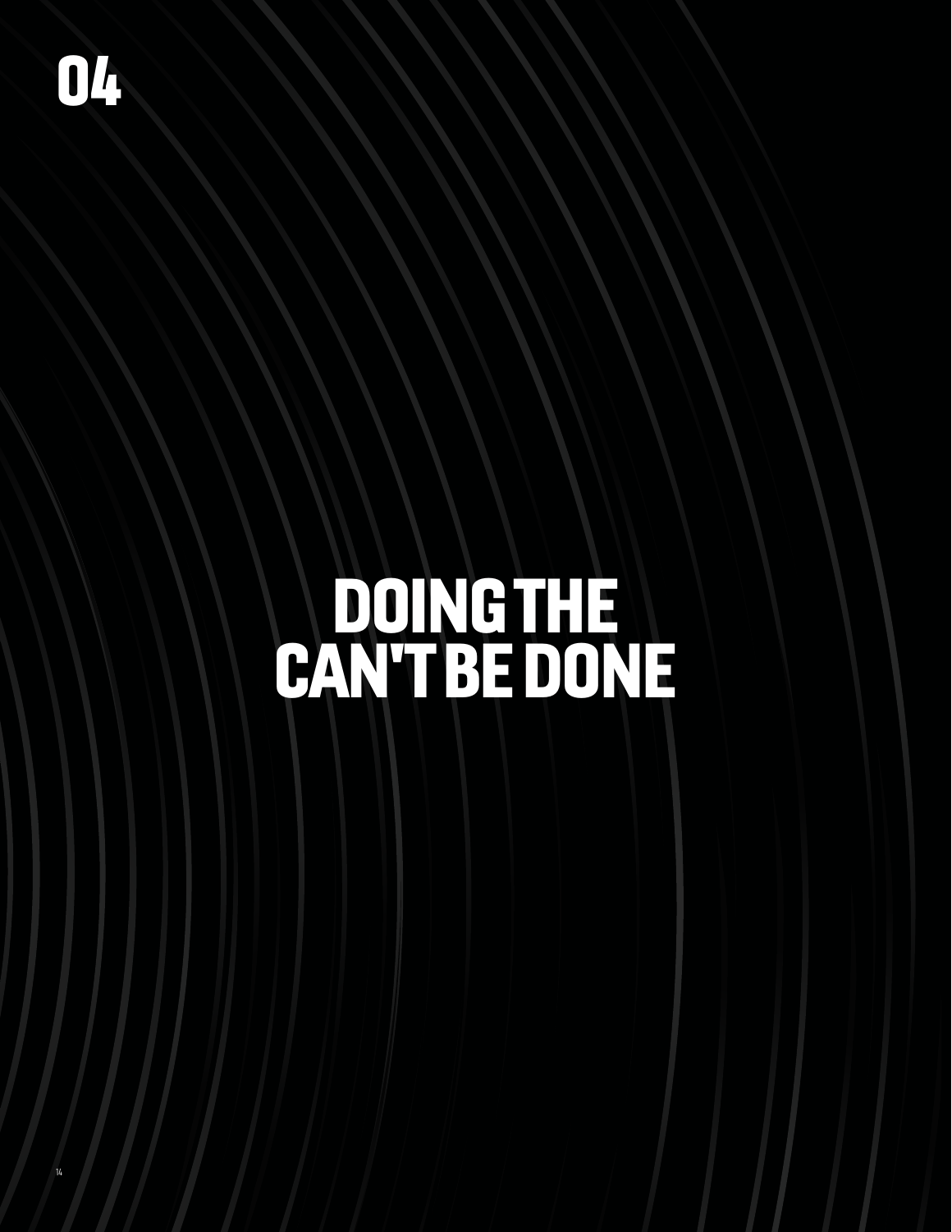# 04

# DOING THE CAN'T BE DONE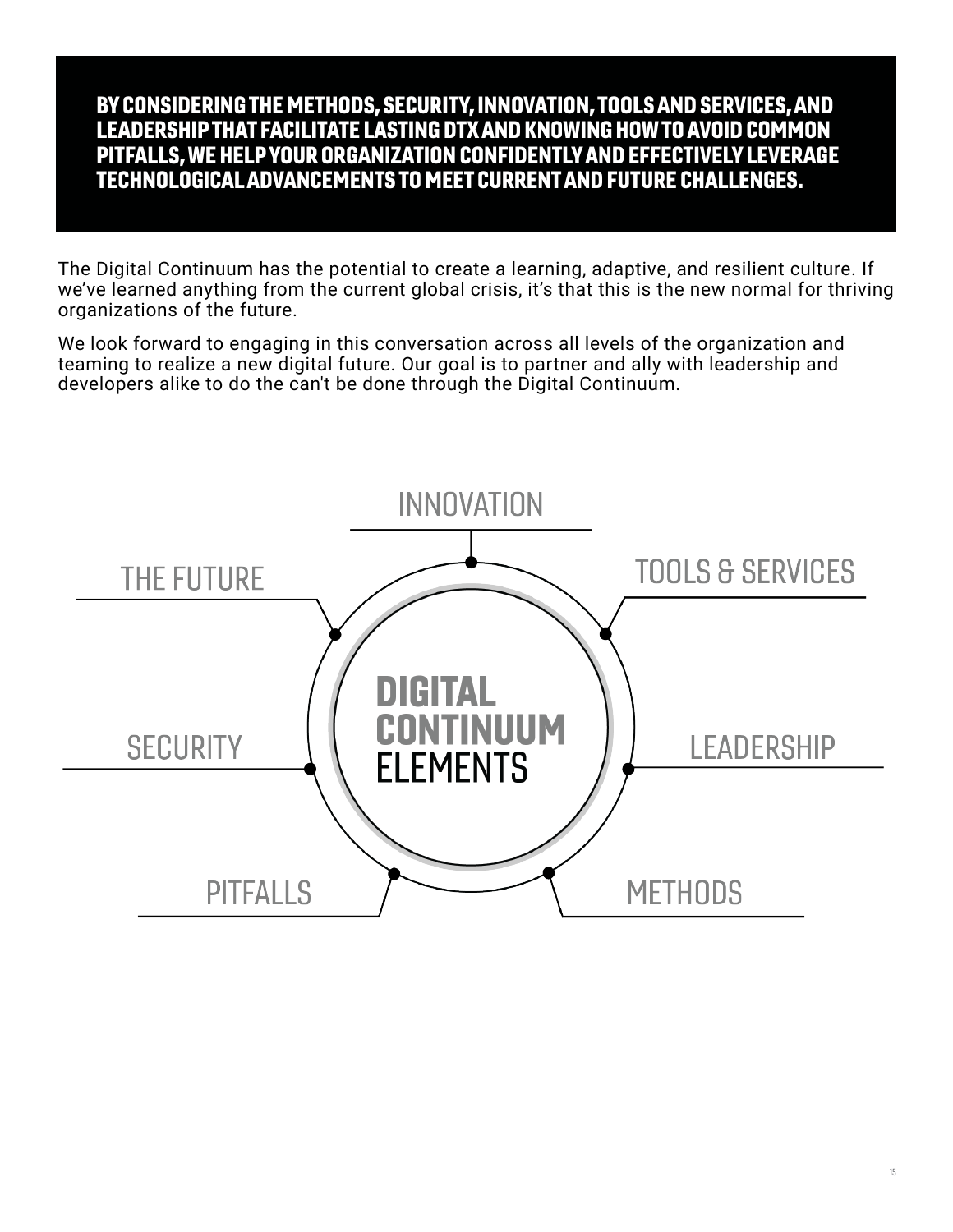**BY CONSIDERING THE METHODS, SECURITY, INNOVATION, TOOLS AND SERVICES, AND LEADERSHIP THAT FACILITATE LASTING DTX AND KNOWING HOW TO AVOID COMMON PITFALLS, WE HELP YOUR ORGANIZATION CONFIDENTLY AND EFFECTIVELY LEVERAGE TECHNOLOGICAL ADVANCEMENTS TO MEET CURRENT AND FUTURE CHALLENGES.**

The Digital Continuum has the potential to create a learning, adaptive, and resilient culture. If we've learned anything from the current global crisis, it's that this is the new normal for thriving organizations of the future.

We look forward to engaging in this conversation across all levels of the organization and teaming to realize a new digital future. Our goal is to partner and ally with leadership and developers alike to do the can't be done through the Digital Continuum.

**DIGITAL CONTINUUM ELEMENTS**

- INNOVATION
- TOOLS & SERVICES
- LEADERSHIP
- METHODS
- PITFALLS
- SECURITY
- THE FUTURE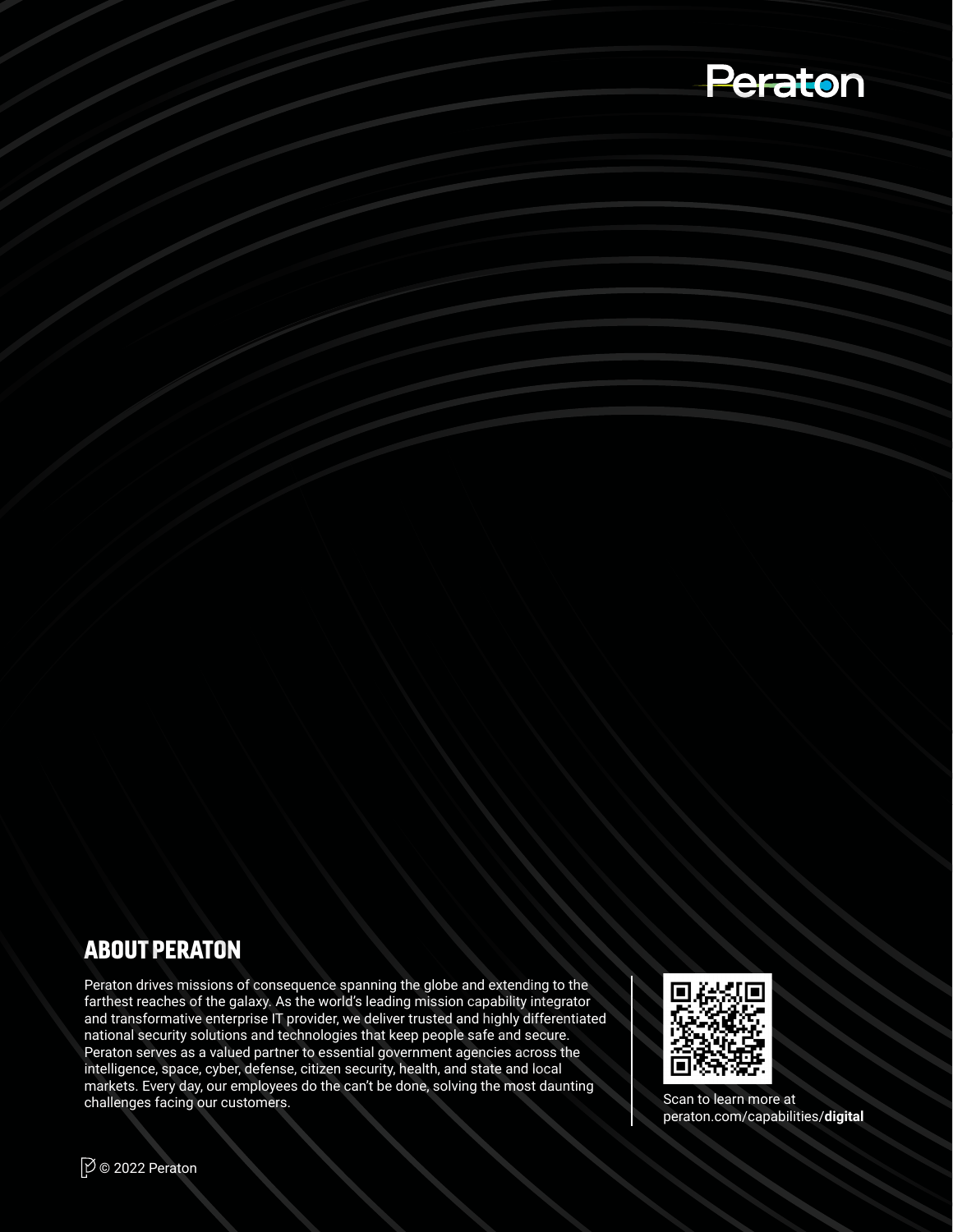Peraton

## ABOUT PERATON

Peraton drives missions of consequence spanning the globe and extending to the farthest reaches of the galaxy. As the world's leading mission capability integrator and transformative enterprise IT provider, we deliver trusted and highly differentiated national security solutions and technologies that keep people safe and secure. Peraton serves as a valued partner to essential government agencies across the intelligence, space, cyber, defense, citizen security, health, and state and local markets. Every day, our employees do the can't be done, solving the most daunting challenges facing our customers.

Scan to learn more at
peraton.com/capabilities/**digital**

© 2022 Peraton